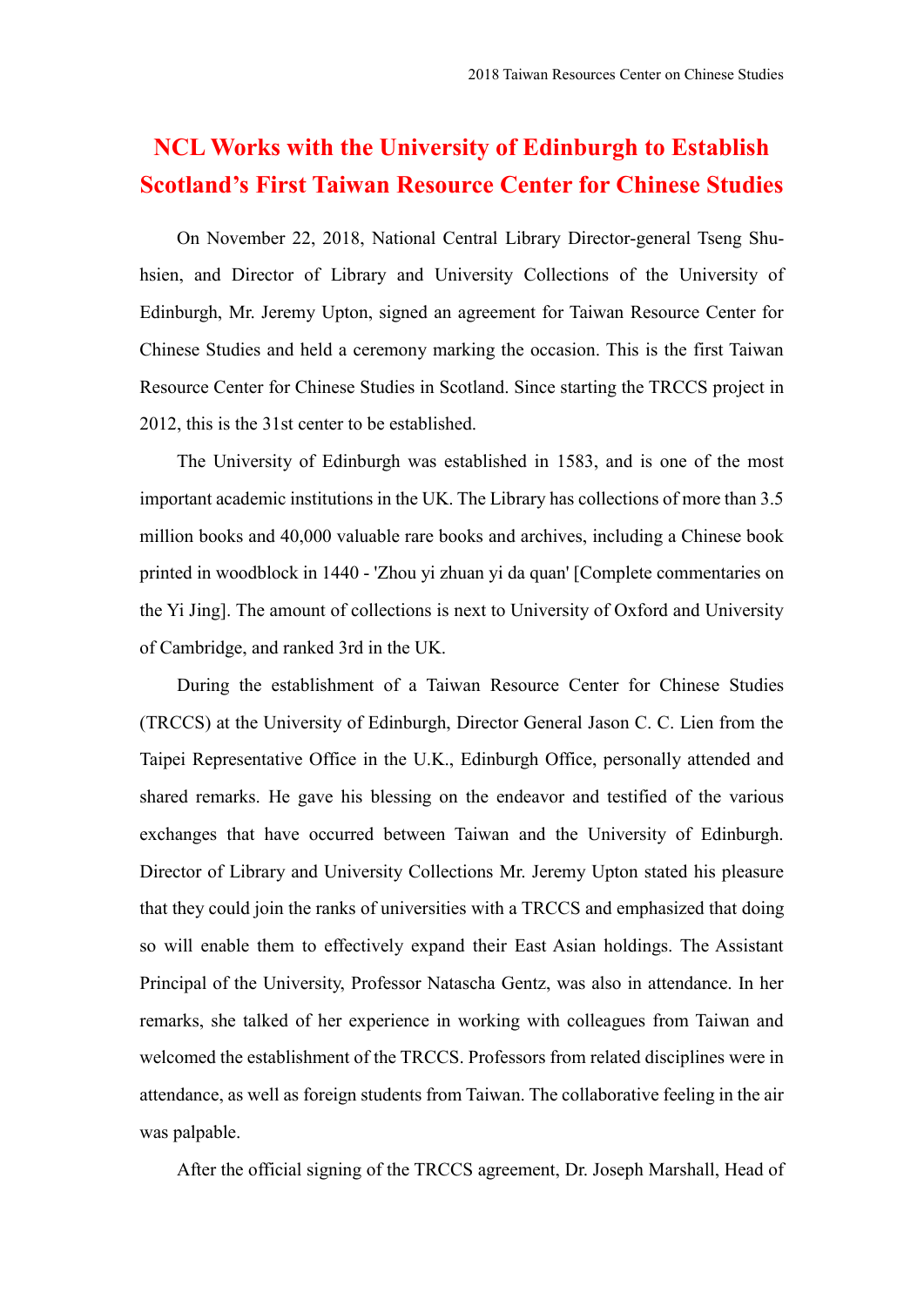# NCL Works with the University of Edinburgh to Establish Scotland's First Taiwan Resource Center for Chinese Studies

On November 22, 2018, National Central Library Director-general Tseng Shu-hsien, and Director of Library and University Collections of the University of Edinburgh, Mr. Jeremy Upton, signed an agreement for Taiwan Resource Center for Chinese Studies and held a ceremony marking the occasion. This is the first Taiwan Resource Center for Chinese Studies in Scotland. Since starting the TRCCS project in 2012, this is the 31st center to be established.

The University of Edinburgh was established in 1583, and is one of the most important academic institutions in the UK. The Library has collections of more than 3.5 million books and 40,000 valuable rare books and archives, including a Chinese book printed in woodblock in 1440 - 'Zhou yi zhuan yi da quan' [Complete commentaries on the Yi Jing]. The amount of collections is next to University of Oxford and University of Cambridge, and ranked 3rd in the UK.

During the establishment of a Taiwan Resource Center for Chinese Studies (TRCCS) at the University of Edinburgh, Director General Jason C. C. Lien from the Taipei Representative Office in the U.K., Edinburgh Office, personally attended and shared remarks. He gave his blessing on the endeavor and testified of the various exchanges that have occurred between Taiwan and the University of Edinburgh. Director of Library and University Collections Mr. Jeremy Upton stated his pleasure that they could join the ranks of universities with a TRCCS and emphasized that doing so will enable them to effectively expand their East Asian holdings. The Assistant Principal of the University, Professor Natascha Gentz, was also in attendance. In her remarks, she talked of her experience in working with colleagues from Taiwan and welcomed the establishment of the TRCCS. Professors from related disciplines were in attendance, as well as foreign students from Taiwan. The collaborative feeling in the air was palpable.

After the official signing of the TRCCS agreement, Dr. Joseph Marshall, Head of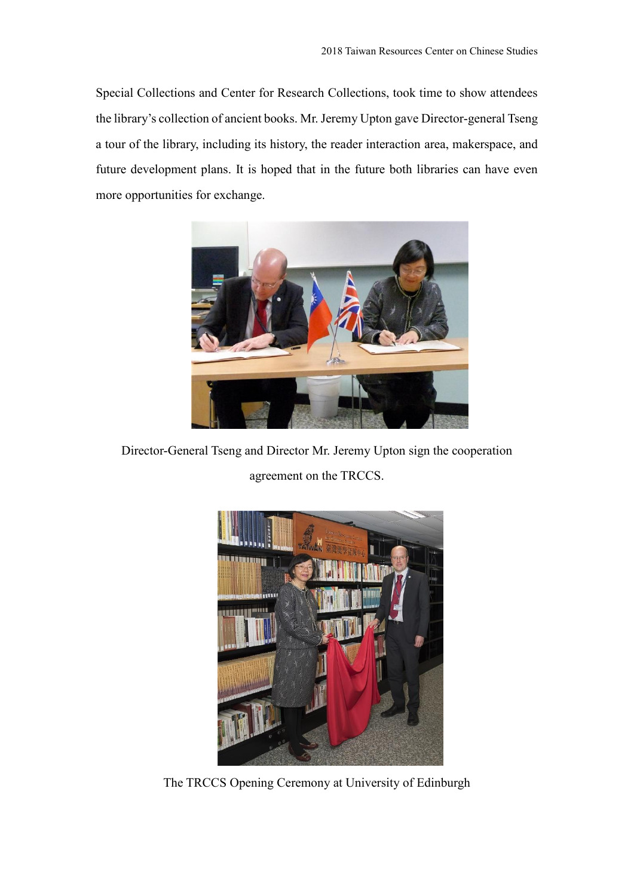Special Collections and Center for Research Collections, took time to show attendees the library's collection of ancient books. Mr. Jeremy Upton gave Director-general Tseng a tour of the library, including its history, the reader interaction area, makerspace, and future development plans. It is hoped that in the future both libraries can have even more opportunities for exchange.

Director-General Tseng and Director Mr. Jeremy Upton sign the cooperation agreement on the TRCCS.

The TRCCS Opening Ceremony at University of Edinburgh